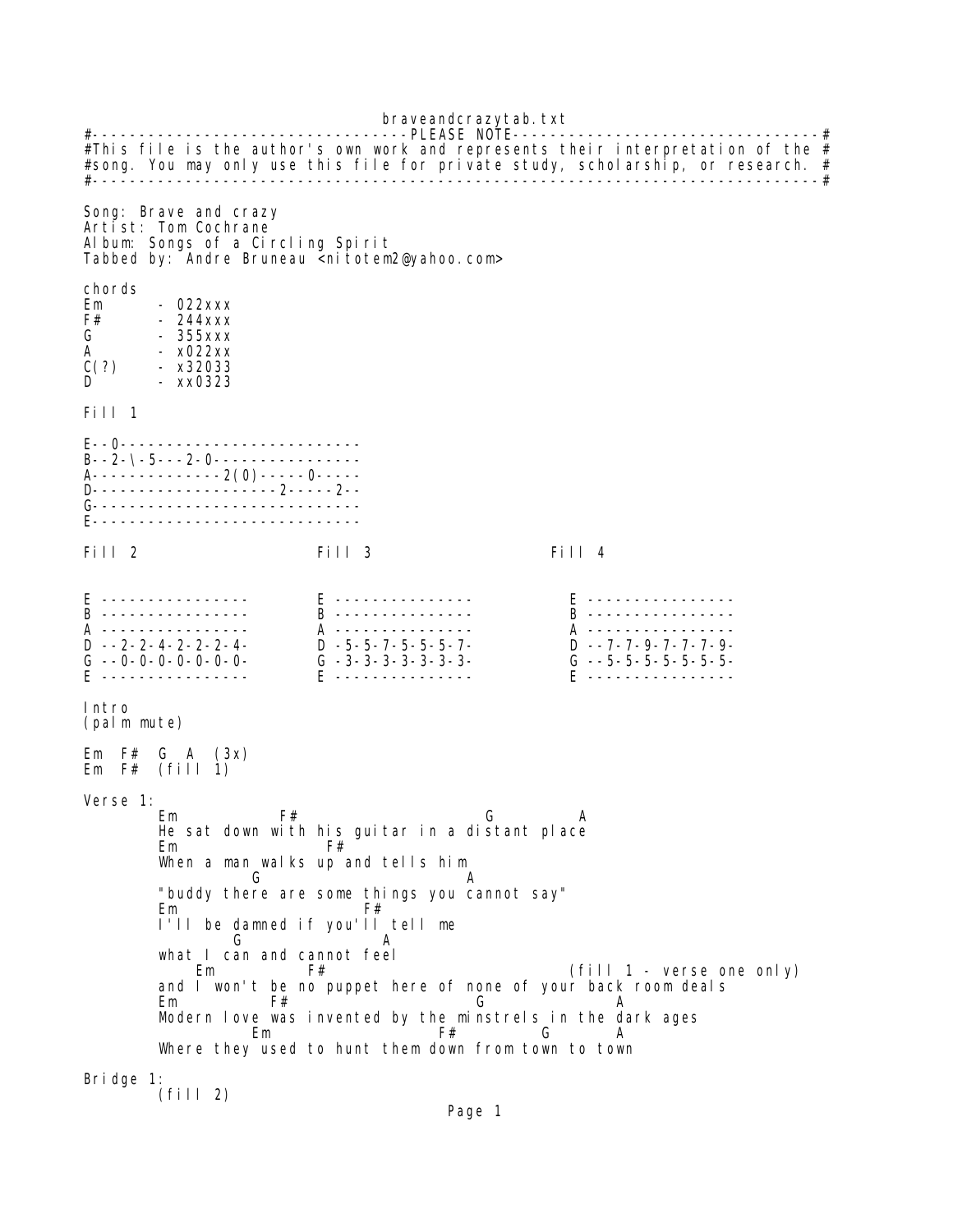braveandcrazytab.txt

```
#---------------------------------PLEASE NOTE---------------------------------#
#This file is the author's own work and represents their interpretation of the #
#song. You may only use this file for private study, scholarship, or research. #
#------------------------------------------------------------------------------#

Song: Brave and crazy
Artist: Tom Cochrane
Album: Songs of a Circling Spirit
Tabbed by: Andre Bruneau <nitotem2@yahoo.com>

chords
Em      - 022xxx
F#      - 244xxx
G       - 355xxx
A       - x022xx
C(?)    - x32033
D       - xx0323

Fill 1

E--0--------------------------
B--2-\-5---2-0----------------
A--------------2(0)------0-----
D---------------------2-----2--
G-----------------------------
E-----------------------------

Fill 2                  Fill 3                  Fill 4

E ---------------       E --------------        E ---------------
B ---------------       B --------------        B ---------------
A ---------------       A --------------        A ---------------
D --2-2-4-2-2-2-4-      D -5-5-7-5-5-5-7-       D --7-7-9-7-7-7-9-
G --0-0-0-0-0-0-0-      G -3-3-3-3-3-3-3-       G --5-5-5-5-5-5-5-
E ---------------       E --------------        E ---------------

Intro
(palm mute)

Em  F#  G  A  (3x)
Em  F#  (fill 1)

Verse 1:
        Em           F#                        G          A
        He sat down with his guitar in a distant place
        Em                 F#
        When a man walks up and tells him
                 G                      A
        "buddy there are some things you cannot say"
        Em                    F#
        I'll be damned if you'll tell me
                 G               A
        what I can and cannot feel
            Em          F#                               (fill 1 - verse one only)
        and I won't be no puppet here of none of your back room deals
        Em          F#                         G                A
        Modern love was invented by the minstrels in the dark ages
                    Em                 F#        G        A
        Where they used to hunt them down from town to town

Bridge 1:
        (fill 2)
```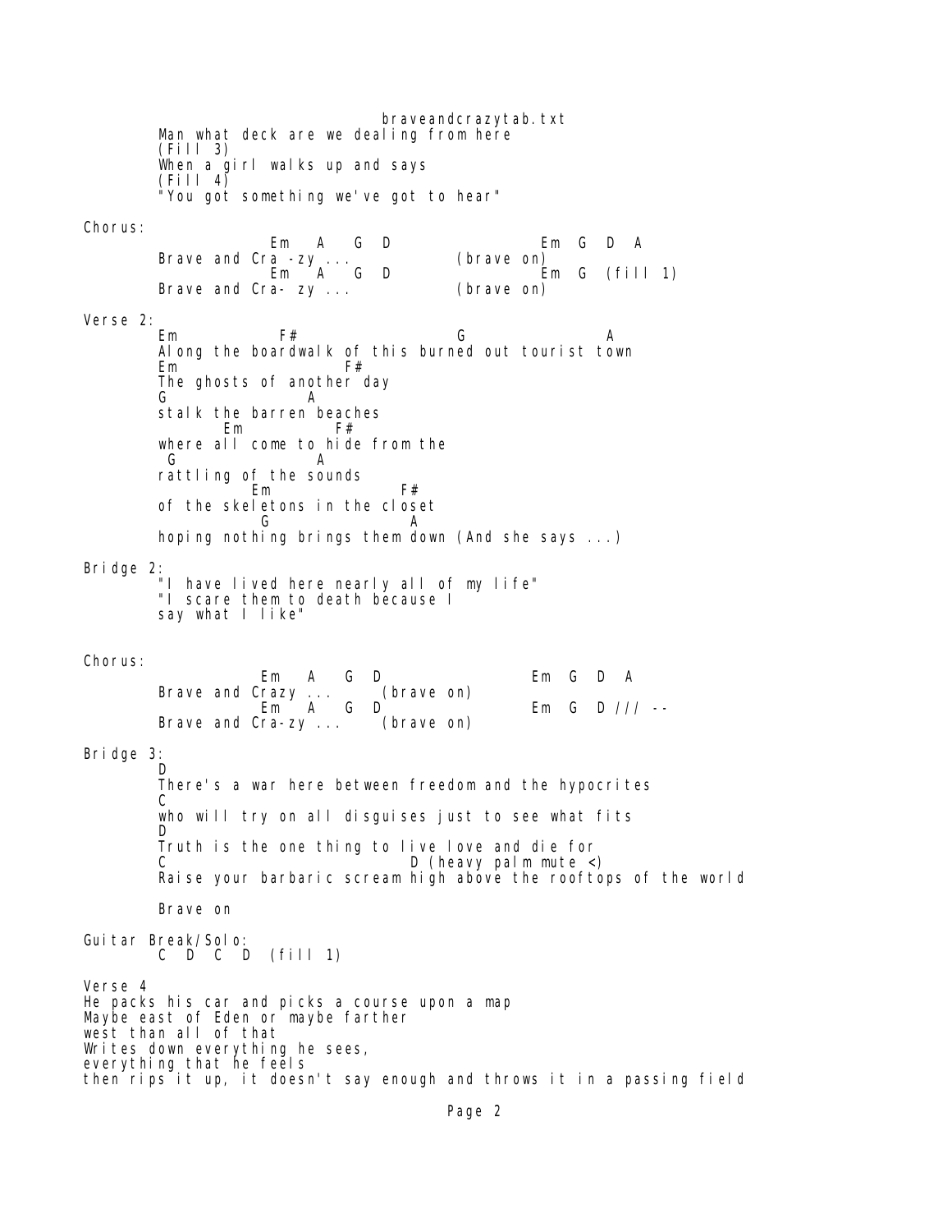```
        Man what deck are we dealing from here
        (Fill 3)
        When a girl walks up and says
        (Fill 4)
        "You got something we've got to hear"

Chorus:
                     Em   A   G  D                   Em  G  D  A
        Brave and Cra -zy ...              (brave on)
                     Em   A   G  D                   Em  G  (fill 1)
        Brave and Cra- zy ...              (brave on)

Verse 2:
        Em           F#                 G               A
        Along the boardwalk of this burned out tourist town
        Em                   F#
        The ghosts of another day
        G               A
        stalk the barren beaches
                Em          F#
        where all come to hide from the
         G              A
        rattling of the sounds
                   Em               F#
        of the skeletons in the closet
                   G                 A
        hoping nothing brings them down (And she says ...)

Bridge 2:
        "I have lived here nearly all of my life"
        "I scare them to death because I
        say what I like"


Chorus:
                   Em   A   G  D                    Em  G  D  A
        Brave and Crazy ...      (brave on)
                   Em   A   G  D                    Em  G  D /// --
        Brave and Cra-zy ...     (brave on)

Bridge 3:
        D
        There's a war here between freedom and the hypocrites
        C
        who will try on all disguises just to see what fits
        D
        Truth is the one thing to live love and die for
        C                             D (heavy palm mute <)
        Raise your barbaric scream high above the rooftops of the world

        Brave on

Guitar Break/Solo:
        C  D  C  D  (fill 1)

Verse 4
He packs his car and picks a course upon a map
Maybe east of Eden or maybe farther
west than all of that
Writes down everything he sees,
everything that he feels
then rips it up, it doesn't say enough and throws it in a passing field
```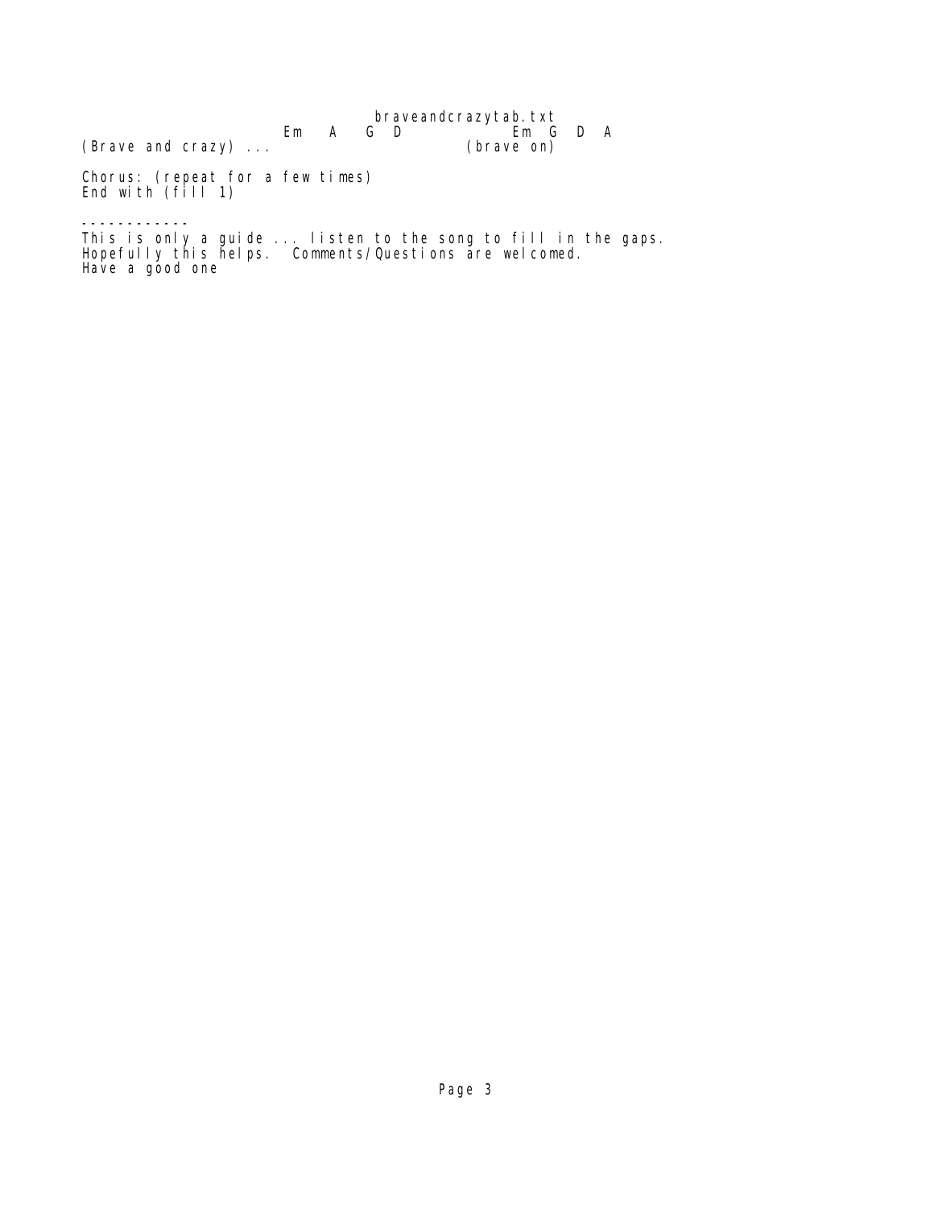```
                    Em   A   G  D             Em G  D  A
(Brave and crazy) ...                  (brave on)
```

Chorus: (repeat for a few times)
End with (fill 1)

------------
This is only a guide ... listen to the song to fill in the gaps.
Hopefully this helps.  Comments/Questions are welcomed.
Have a good one